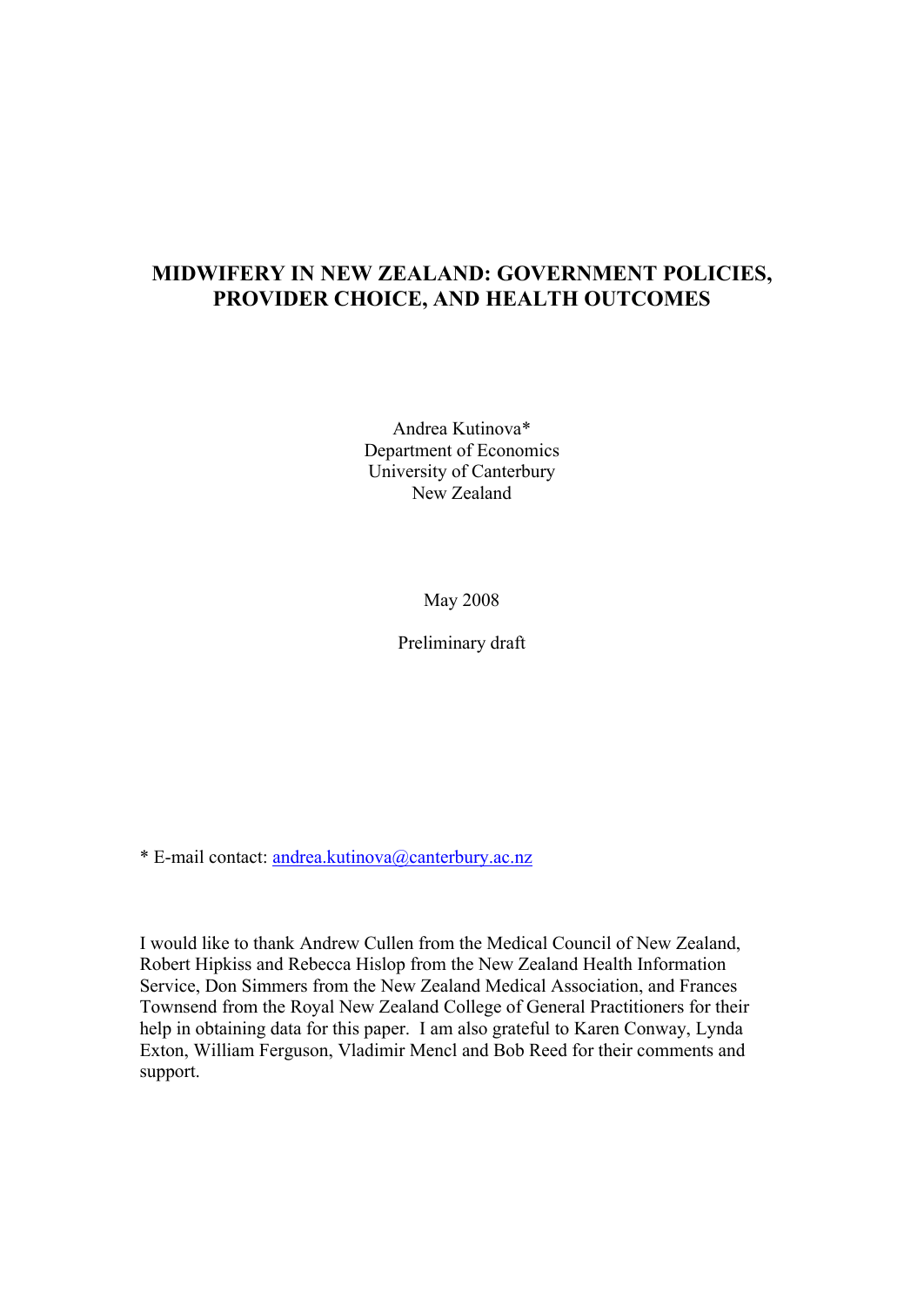# MIDWIFERY IN NEW ZEALAND: GOVERNMENT POLICIES, PROVIDER CHOICE, AND HEALTH OUTCOMES

Andrea Kutinova*
Department of Economics
University of Canterbury
New Zealand

May 2008

Preliminary draft

* E-mail contact: andrea.kutinova@canterbury.ac.nz

I would like to thank Andrew Cullen from the Medical Council of New Zealand, Robert Hipkiss and Rebecca Hislop from the New Zealand Health Information Service, Don Simmers from the New Zealand Medical Association, and Frances Townsend from the Royal New Zealand College of General Practitioners for their help in obtaining data for this paper. I am also grateful to Karen Conway, Lynda Exton, William Ferguson, Vladimir Mencl and Bob Reed for their comments and support.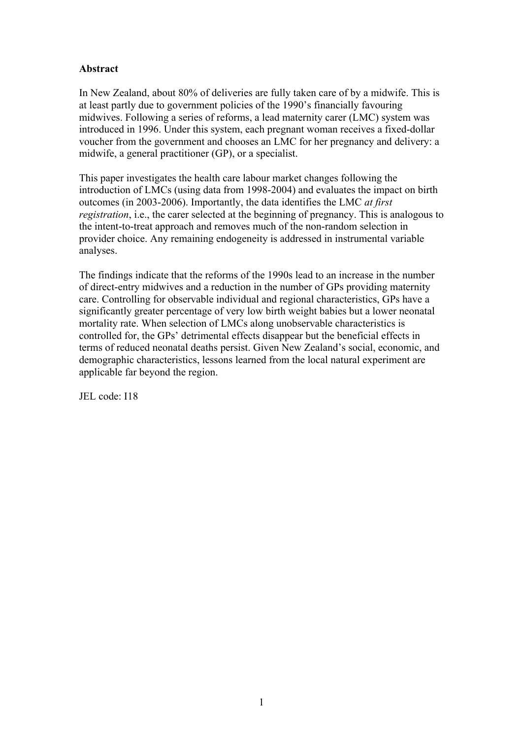**Abstract**

In New Zealand, about 80% of deliveries are fully taken care of by a midwife. This is at least partly due to government policies of the 1990's financially favouring midwives. Following a series of reforms, a lead maternity carer (LMC) system was introduced in 1996. Under this system, each pregnant woman receives a fixed-dollar voucher from the government and chooses an LMC for her pregnancy and delivery: a midwife, a general practitioner (GP), or a specialist.

This paper investigates the health care labour market changes following the introduction of LMCs (using data from 1998-2004) and evaluates the impact on birth outcomes (in 2003-2006). Importantly, the data identifies the LMC *at first registration*, i.e., the carer selected at the beginning of pregnancy. This is analogous to the intent-to-treat approach and removes much of the non-random selection in provider choice. Any remaining endogeneity is addressed in instrumental variable analyses.

The findings indicate that the reforms of the 1990s lead to an increase in the number of direct-entry midwives and a reduction in the number of GPs providing maternity care. Controlling for observable individual and regional characteristics, GPs have a significantly greater percentage of very low birth weight babies but a lower neonatal mortality rate. When selection of LMCs along unobservable characteristics is controlled for, the GPs' detrimental effects disappear but the beneficial effects in terms of reduced neonatal deaths persist. Given New Zealand's social, economic, and demographic characteristics, lessons learned from the local natural experiment are applicable far beyond the region.

JEL code: I18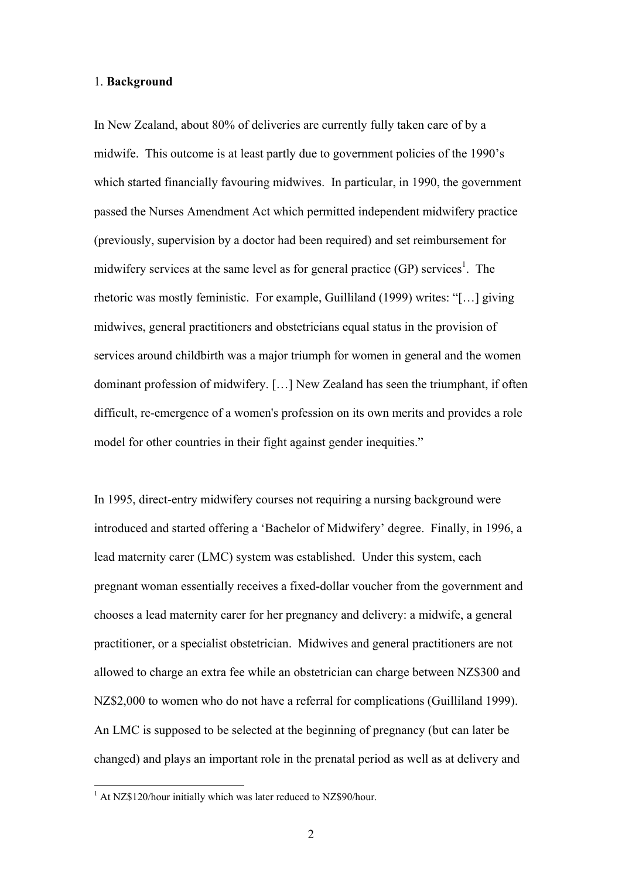## 1. **Background**

In New Zealand, about 80% of deliveries are currently fully taken care of by a midwife. This outcome is at least partly due to government policies of the 1990's which started financially favouring midwives. In particular, in 1990, the government passed the Nurses Amendment Act which permitted independent midwifery practice (previously, supervision by a doctor had been required) and set reimbursement for midwifery services at the same level as for general practice (GP) services[1]. The rhetoric was mostly feministic. For example, Guilliland (1999) writes: "[…] giving midwives, general practitioners and obstetricians equal status in the provision of services around childbirth was a major triumph for women in general and the women dominant profession of midwifery. […] New Zealand has seen the triumphant, if often difficult, re-emergence of a women's profession on its own merits and provides a role model for other countries in their fight against gender inequities."

In 1995, direct-entry midwifery courses not requiring a nursing background were introduced and started offering a 'Bachelor of Midwifery' degree. Finally, in 1996, a lead maternity carer (LMC) system was established. Under this system, each pregnant woman essentially receives a fixed-dollar voucher from the government and chooses a lead maternity carer for her pregnancy and delivery: a midwife, a general practitioner, or a specialist obstetrician. Midwives and general practitioners are not allowed to charge an extra fee while an obstetrician can charge between NZ$300 and NZ$2,000 to women who do not have a referral for complications (Guilliland 1999). An LMC is supposed to be selected at the beginning of pregnancy (but can later be changed) and plays an important role in the prenatal period as well as at delivery and

[1] At NZ$120/hour initially which was later reduced to NZ$90/hour.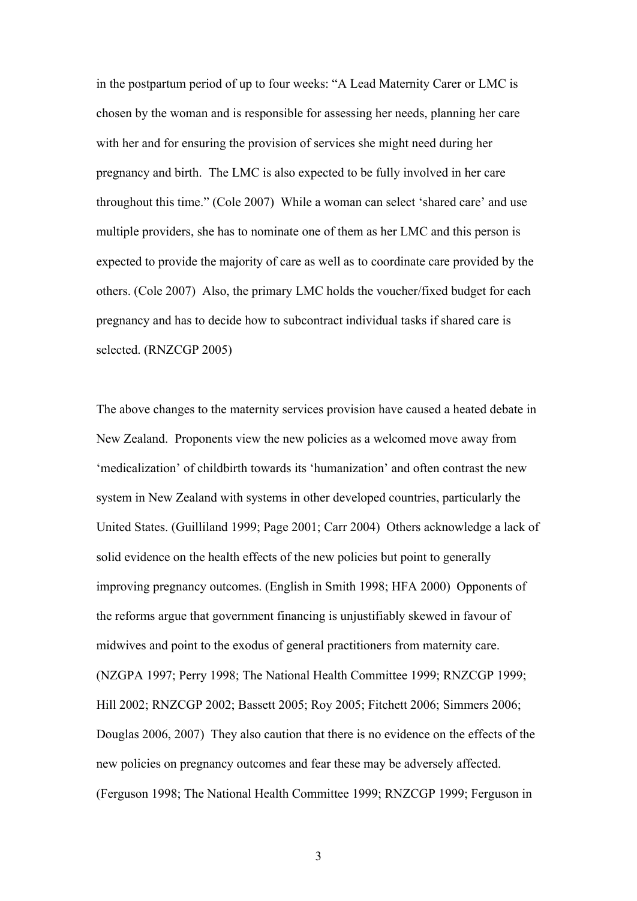in the postpartum period of up to four weeks: "A Lead Maternity Carer or LMC is chosen by the woman and is responsible for assessing her needs, planning her care with her and for ensuring the provision of services she might need during her pregnancy and birth. The LMC is also expected to be fully involved in her care throughout this time." (Cole 2007) While a woman can select 'shared care' and use multiple providers, she has to nominate one of them as her LMC and this person is expected to provide the majority of care as well as to coordinate care provided by the others. (Cole 2007) Also, the primary LMC holds the voucher/fixed budget for each pregnancy and has to decide how to subcontract individual tasks if shared care is selected. (RNZCGP 2005)

The above changes to the maternity services provision have caused a heated debate in New Zealand. Proponents view the new policies as a welcomed move away from 'medicalization' of childbirth towards its 'humanization' and often contrast the new system in New Zealand with systems in other developed countries, particularly the United States. (Guilliland 1999; Page 2001; Carr 2004) Others acknowledge a lack of solid evidence on the health effects of the new policies but point to generally improving pregnancy outcomes. (English in Smith 1998; HFA 2000) Opponents of the reforms argue that government financing is unjustifiably skewed in favour of midwives and point to the exodus of general practitioners from maternity care. (NZGPA 1997; Perry 1998; The National Health Committee 1999; RNZCGP 1999; Hill 2002; RNZCGP 2002; Bassett 2005; Roy 2005; Fitchett 2006; Simmers 2006; Douglas 2006, 2007) They also caution that there is no evidence on the effects of the new policies on pregnancy outcomes and fear these may be adversely affected. (Ferguson 1998; The National Health Committee 1999; RNZCGP 1999; Ferguson in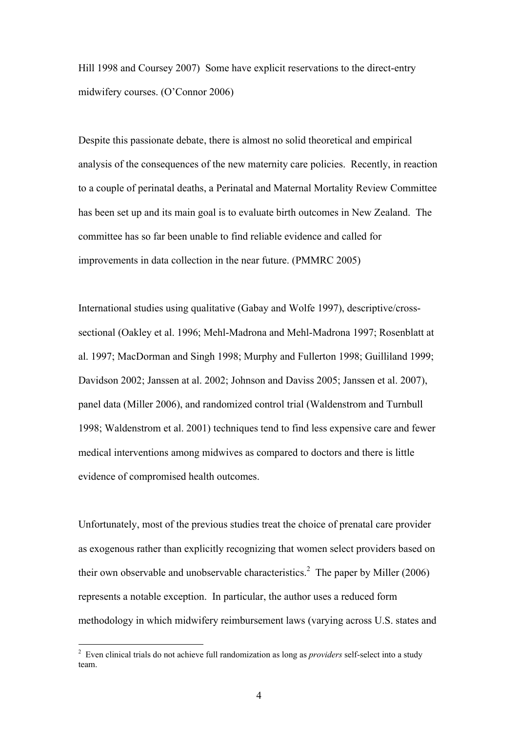Hill 1998 and Coursey 2007) Some have explicit reservations to the direct-entry midwifery courses. (O'Connor 2006)

Despite this passionate debate, there is almost no solid theoretical and empirical analysis of the consequences of the new maternity care policies. Recently, in reaction to a couple of perinatal deaths, a Perinatal and Maternal Mortality Review Committee has been set up and its main goal is to evaluate birth outcomes in New Zealand. The committee has so far been unable to find reliable evidence and called for improvements in data collection in the near future. (PMMRC 2005)

International studies using qualitative (Gabay and Wolfe 1997), descriptive/cross-sectional (Oakley et al. 1996; Mehl-Madrona and Mehl-Madrona 1997; Rosenblatt at al. 1997; MacDorman and Singh 1998; Murphy and Fullerton 1998; Guilliland 1999; Davidson 2002; Janssen at al. 2002; Johnson and Daviss 2005; Janssen et al. 2007), panel data (Miller 2006), and randomized control trial (Waldenstrom and Turnbull 1998; Waldenstrom et al. 2001) techniques tend to find less expensive care and fewer medical interventions among midwives as compared to doctors and there is little evidence of compromised health outcomes.

Unfortunately, most of the previous studies treat the choice of prenatal care provider as exogenous rather than explicitly recognizing that women select providers based on their own observable and unobservable characteristics.[2] The paper by Miller (2006) represents a notable exception. In particular, the author uses a reduced form methodology in which midwifery reimbursement laws (varying across U.S. states and

[2] Even clinical trials do not achieve full randomization as long as *providers* self-select into a study team.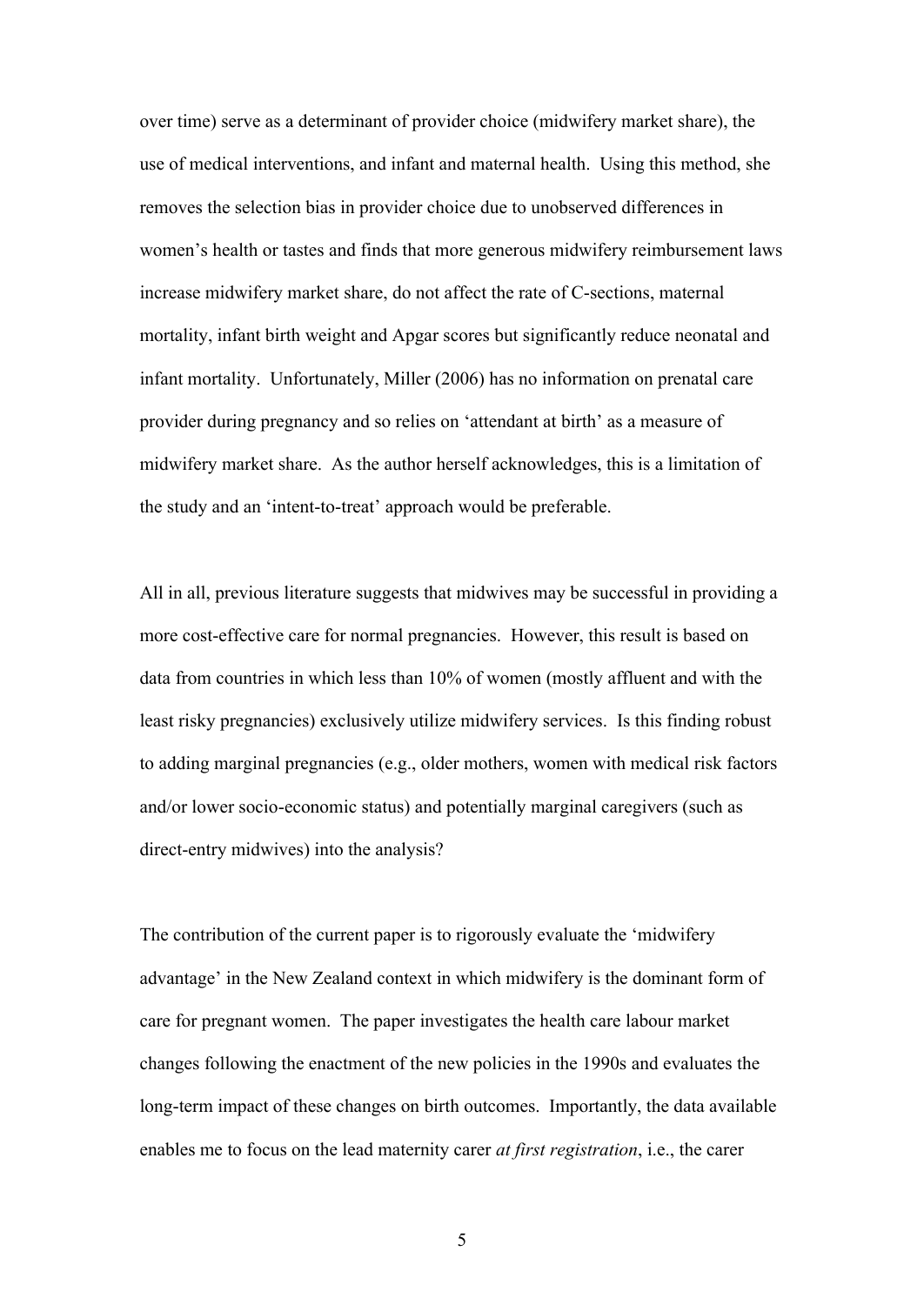over time) serve as a determinant of provider choice (midwifery market share), the use of medical interventions, and infant and maternal health. Using this method, she removes the selection bias in provider choice due to unobserved differences in women's health or tastes and finds that more generous midwifery reimbursement laws increase midwifery market share, do not affect the rate of C-sections, maternal mortality, infant birth weight and Apgar scores but significantly reduce neonatal and infant mortality. Unfortunately, Miller (2006) has no information on prenatal care provider during pregnancy and so relies on 'attendant at birth' as a measure of midwifery market share. As the author herself acknowledges, this is a limitation of the study and an 'intent-to-treat' approach would be preferable.

All in all, previous literature suggests that midwives may be successful in providing a more cost-effective care for normal pregnancies. However, this result is based on data from countries in which less than 10% of women (mostly affluent and with the least risky pregnancies) exclusively utilize midwifery services. Is this finding robust to adding marginal pregnancies (e.g., older mothers, women with medical risk factors and/or lower socio-economic status) and potentially marginal caregivers (such as direct-entry midwives) into the analysis?

The contribution of the current paper is to rigorously evaluate the 'midwifery advantage' in the New Zealand context in which midwifery is the dominant form of care for pregnant women. The paper investigates the health care labour market changes following the enactment of the new policies in the 1990s and evaluates the long-term impact of these changes on birth outcomes. Importantly, the data available enables me to focus on the lead maternity carer *at first registration*, i.e., the carer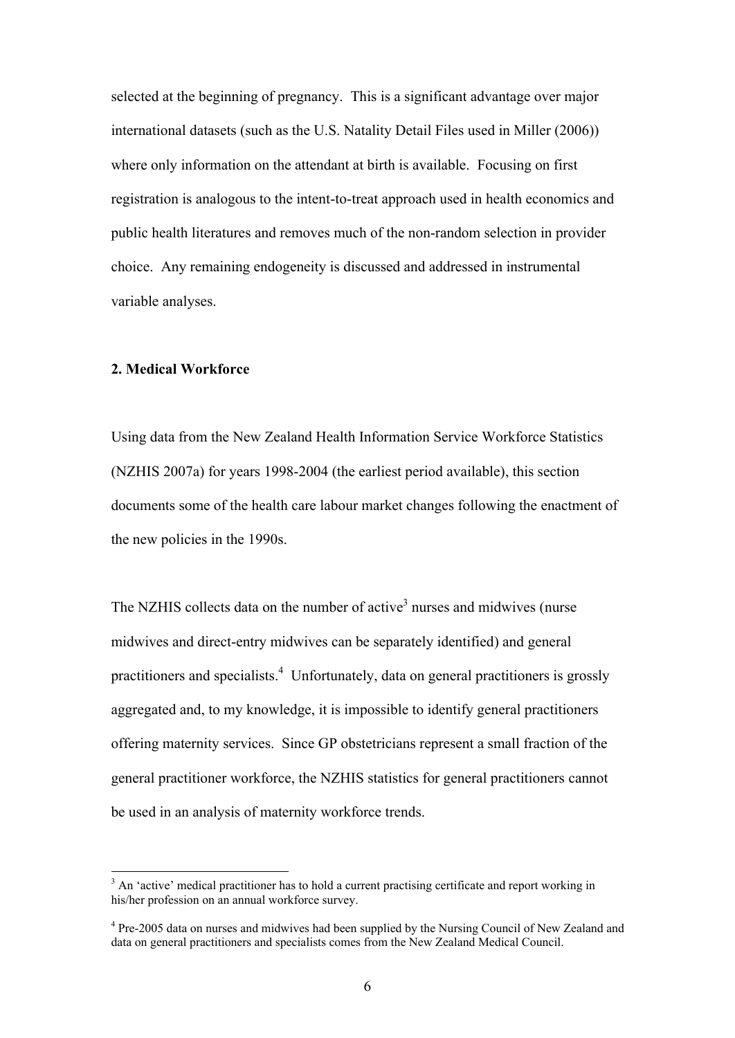selected at the beginning of pregnancy. This is a significant advantage over major international datasets (such as the U.S. Natality Detail Files used in Miller (2006)) where only information on the attendant at birth is available. Focusing on first registration is analogous to the intent-to-treat approach used in health economics and public health literatures and removes much of the non-random selection in provider choice. Any remaining endogeneity is discussed and addressed in instrumental variable analyses.

## 2. Medical Workforce

Using data from the New Zealand Health Information Service Workforce Statistics (NZHIS 2007a) for years 1998-2004 (the earliest period available), this section documents some of the health care labour market changes following the enactment of the new policies in the 1990s.

The NZHIS collects data on the number of active[3] nurses and midwives (nurse midwives and direct-entry midwives can be separately identified) and general practitioners and specialists.[4] Unfortunately, data on general practitioners is grossly aggregated and, to my knowledge, it is impossible to identify general practitioners offering maternity services. Since GP obstetricians represent a small fraction of the general practitioner workforce, the NZHIS statistics for general practitioners cannot be used in an analysis of maternity workforce trends.

---

[3] An 'active' medical practitioner has to hold a current practising certificate and report working in his/her profession on an annual workforce survey.

[4] Pre-2005 data on nurses and midwives had been supplied by the Nursing Council of New Zealand and data on general practitioners and specialists comes from the New Zealand Medical Council.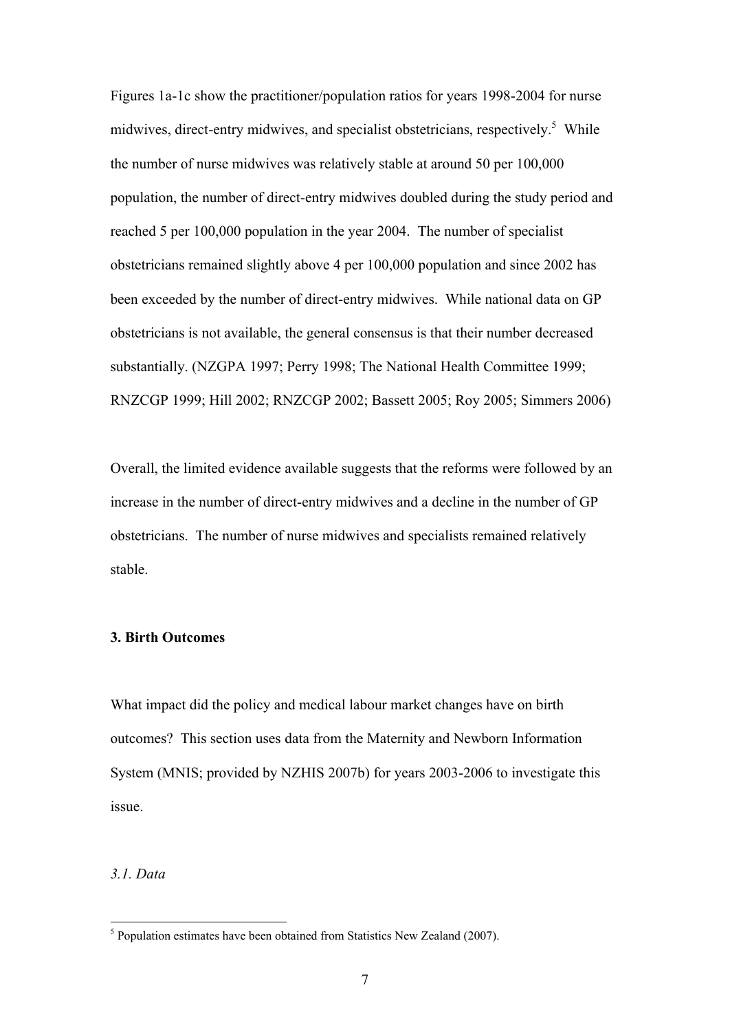Figures 1a-1c show the practitioner/population ratios for years 1998-2004 for nurse midwives, direct-entry midwives, and specialist obstetricians, respectively.[5] While the number of nurse midwives was relatively stable at around 50 per 100,000 population, the number of direct-entry midwives doubled during the study period and reached 5 per 100,000 population in the year 2004. The number of specialist obstetricians remained slightly above 4 per 100,000 population and since 2002 has been exceeded by the number of direct-entry midwives. While national data on GP obstetricians is not available, the general consensus is that their number decreased substantially. (NZGPA 1997; Perry 1998; The National Health Committee 1999; RNZCGP 1999; Hill 2002; RNZCGP 2002; Bassett 2005; Roy 2005; Simmers 2006)

Overall, the limited evidence available suggests that the reforms were followed by an increase in the number of direct-entry midwives and a decline in the number of GP obstetricians. The number of nurse midwives and specialists remained relatively stable.

## 3. Birth Outcomes

What impact did the policy and medical labour market changes have on birth outcomes? This section uses data from the Maternity and Newborn Information System (MNIS; provided by NZHIS 2007b) for years 2003-2006 to investigate this issue.

### *3.1. Data*

[5] Population estimates have been obtained from Statistics New Zealand (2007).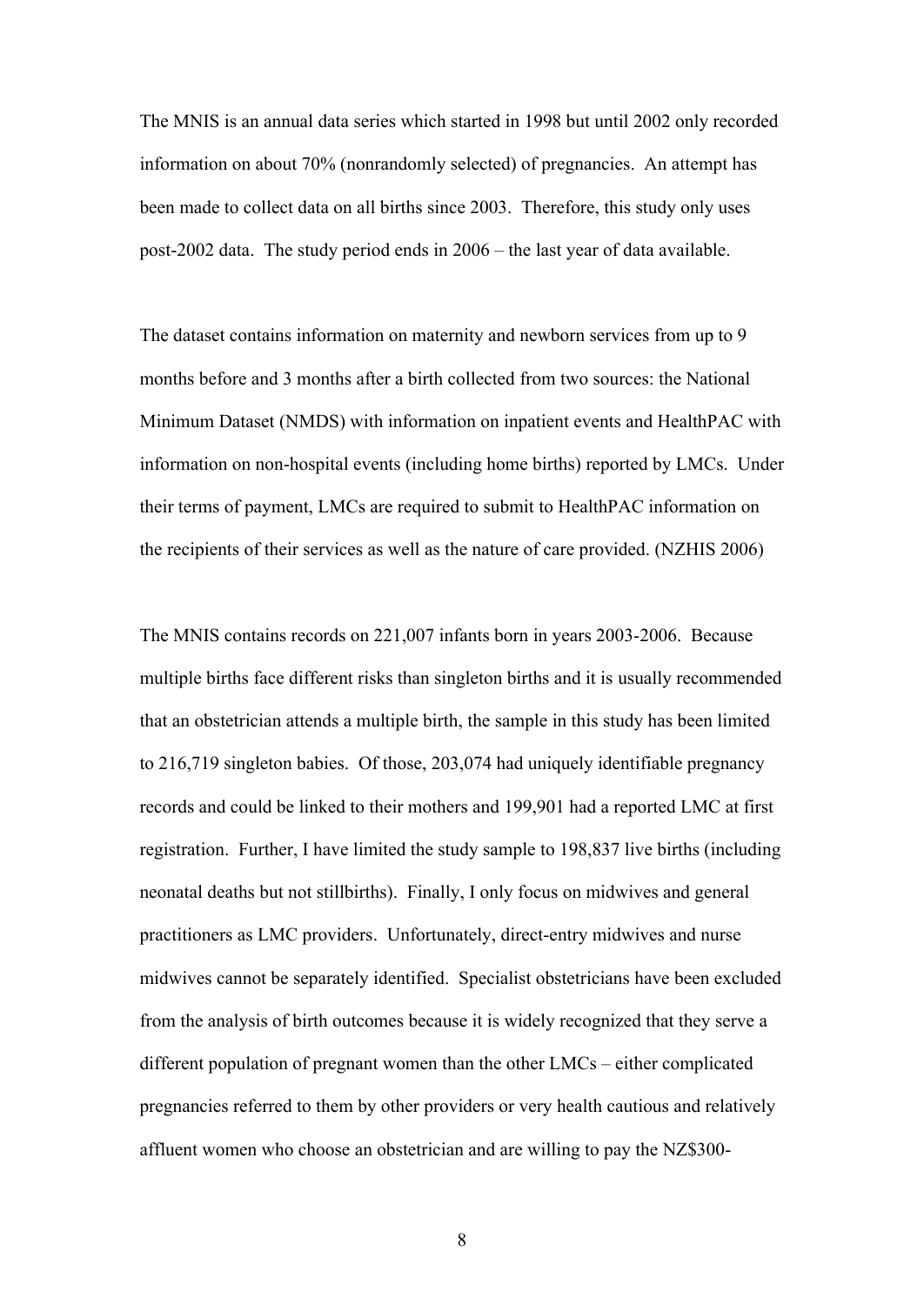The MNIS is an annual data series which started in 1998 but until 2002 only recorded information on about 70% (nonrandomly selected) of pregnancies. An attempt has been made to collect data on all births since 2003. Therefore, this study only uses post-2002 data. The study period ends in 2006 – the last year of data available.

The dataset contains information on maternity and newborn services from up to 9 months before and 3 months after a birth collected from two sources: the National Minimum Dataset (NMDS) with information on inpatient events and HealthPAC with information on non-hospital events (including home births) reported by LMCs. Under their terms of payment, LMCs are required to submit to HealthPAC information on the recipients of their services as well as the nature of care provided. (NZHIS 2006)

The MNIS contains records on 221,007 infants born in years 2003-2006. Because multiple births face different risks than singleton births and it is usually recommended that an obstetrician attends a multiple birth, the sample in this study has been limited to 216,719 singleton babies. Of those, 203,074 had uniquely identifiable pregnancy records and could be linked to their mothers and 199,901 had a reported LMC at first registration. Further, I have limited the study sample to 198,837 live births (including neonatal deaths but not stillbirths). Finally, I only focus on midwives and general practitioners as LMC providers. Unfortunately, direct-entry midwives and nurse midwives cannot be separately identified. Specialist obstetricians have been excluded from the analysis of birth outcomes because it is widely recognized that they serve a different population of pregnant women than the other LMCs – either complicated pregnancies referred to them by other providers or very health cautious and relatively affluent women who choose an obstetrician and are willing to pay the NZ$300-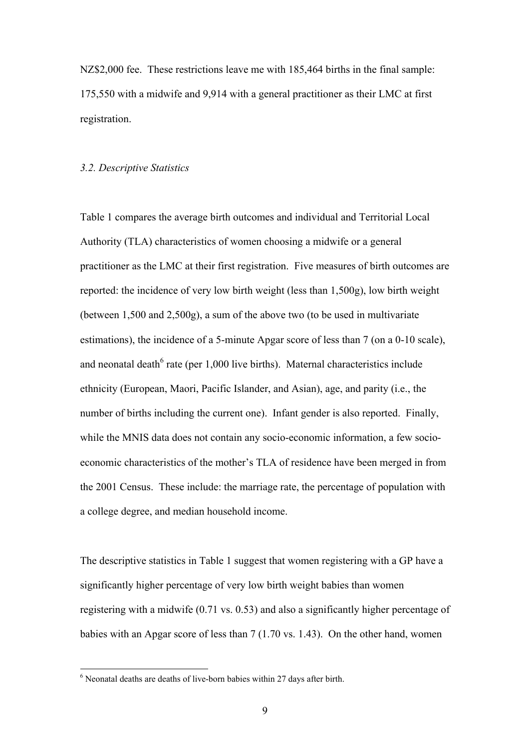NZ$2,000 fee. These restrictions leave me with 185,464 births in the final sample: 175,550 with a midwife and 9,914 with a general practitioner as their LMC at first registration.

### *3.2. Descriptive Statistics*

Table 1 compares the average birth outcomes and individual and Territorial Local Authority (TLA) characteristics of women choosing a midwife or a general practitioner as the LMC at their first registration. Five measures of birth outcomes are reported: the incidence of very low birth weight (less than 1,500g), low birth weight (between 1,500 and 2,500g), a sum of the above two (to be used in multivariate estimations), the incidence of a 5-minute Apgar score of less than 7 (on a 0-10 scale), and neonatal death[6] rate (per 1,000 live births). Maternal characteristics include ethnicity (European, Maori, Pacific Islander, and Asian), age, and parity (i.e., the number of births including the current one). Infant gender is also reported. Finally, while the MNIS data does not contain any socio-economic information, a few socio-economic characteristics of the mother's TLA of residence have been merged in from the 2001 Census. These include: the marriage rate, the percentage of population with a college degree, and median household income.

The descriptive statistics in Table 1 suggest that women registering with a GP have a significantly higher percentage of very low birth weight babies than women registering with a midwife (0.71 vs. 0.53) and also a significantly higher percentage of babies with an Apgar score of less than 7 (1.70 vs. 1.43). On the other hand, women

[6] Neonatal deaths are deaths of live-born babies within 27 days after birth.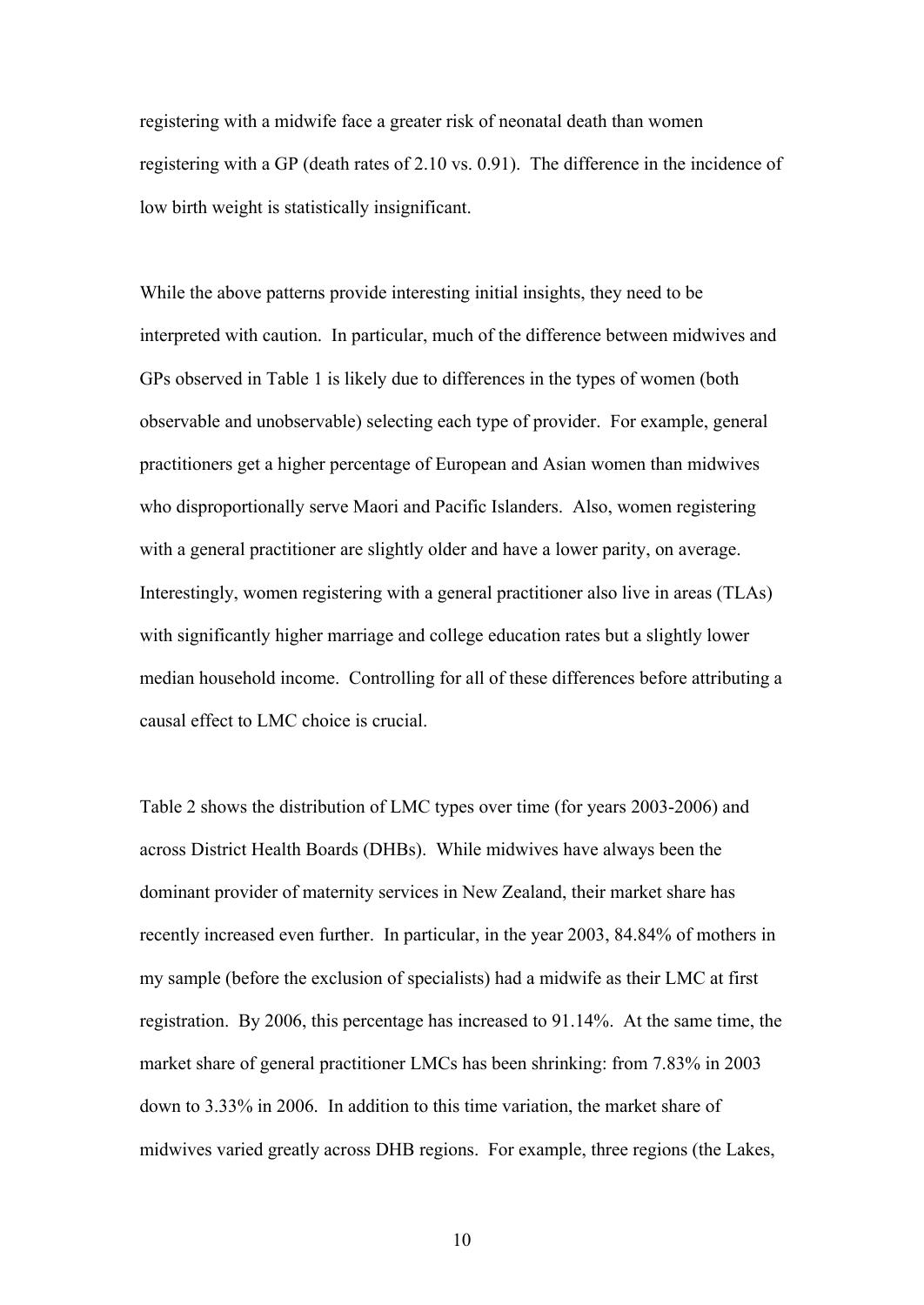registering with a midwife face a greater risk of neonatal death than women registering with a GP (death rates of 2.10 vs. 0.91). The difference in the incidence of low birth weight is statistically insignificant.

While the above patterns provide interesting initial insights, they need to be interpreted with caution. In particular, much of the difference between midwives and GPs observed in Table 1 is likely due to differences in the types of women (both observable and unobservable) selecting each type of provider. For example, general practitioners get a higher percentage of European and Asian women than midwives who disproportionally serve Maori and Pacific Islanders. Also, women registering with a general practitioner are slightly older and have a lower parity, on average. Interestingly, women registering with a general practitioner also live in areas (TLAs) with significantly higher marriage and college education rates but a slightly lower median household income. Controlling for all of these differences before attributing a causal effect to LMC choice is crucial.

Table 2 shows the distribution of LMC types over time (for years 2003-2006) and across District Health Boards (DHBs). While midwives have always been the dominant provider of maternity services in New Zealand, their market share has recently increased even further. In particular, in the year 2003, 84.84% of mothers in my sample (before the exclusion of specialists) had a midwife as their LMC at first registration. By 2006, this percentage has increased to 91.14%. At the same time, the market share of general practitioner LMCs has been shrinking: from 7.83% in 2003 down to 3.33% in 2006. In addition to this time variation, the market share of midwives varied greatly across DHB regions. For example, three regions (the Lakes,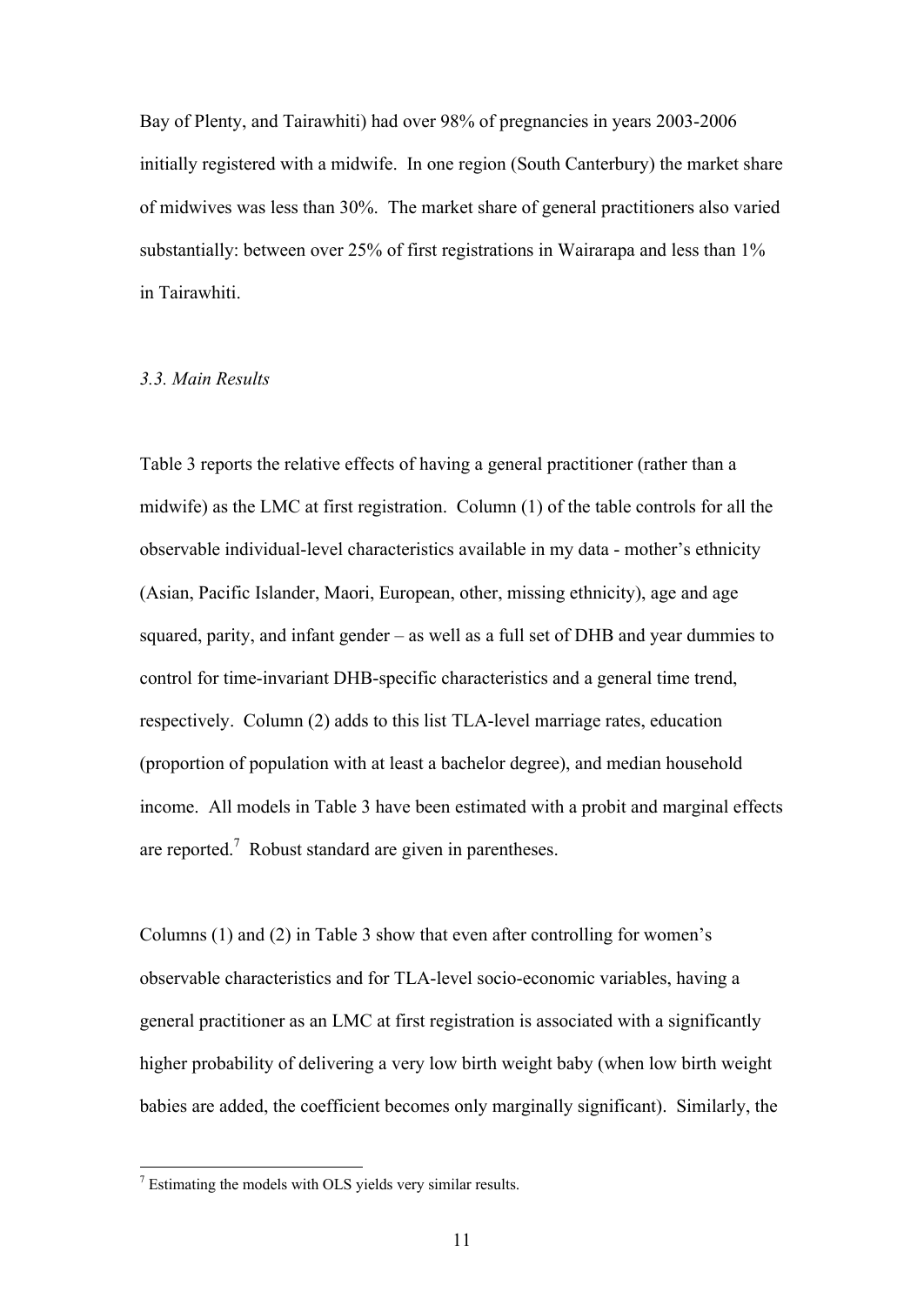Bay of Plenty, and Tairawhiti) had over 98% of pregnancies in years 2003-2006 initially registered with a midwife. In one region (South Canterbury) the market share of midwives was less than 30%. The market share of general practitioners also varied substantially: between over 25% of first registrations in Wairarapa and less than 1% in Tairawhiti.

### *3.3. Main Results*

Table 3 reports the relative effects of having a general practitioner (rather than a midwife) as the LMC at first registration. Column (1) of the table controls for all the observable individual-level characteristics available in my data - mother's ethnicity (Asian, Pacific Islander, Maori, European, other, missing ethnicity), age and age squared, parity, and infant gender – as well as a full set of DHB and year dummies to control for time-invariant DHB-specific characteristics and a general time trend, respectively. Column (2) adds to this list TLA-level marriage rates, education (proportion of population with at least a bachelor degree), and median household income. All models in Table 3 have been estimated with a probit and marginal effects are reported.[7] Robust standard are given in parentheses.

Columns (1) and (2) in Table 3 show that even after controlling for women's observable characteristics and for TLA-level socio-economic variables, having a general practitioner as an LMC at first registration is associated with a significantly higher probability of delivering a very low birth weight baby (when low birth weight babies are added, the coefficient becomes only marginally significant). Similarly, the

[7] Estimating the models with OLS yields very similar results.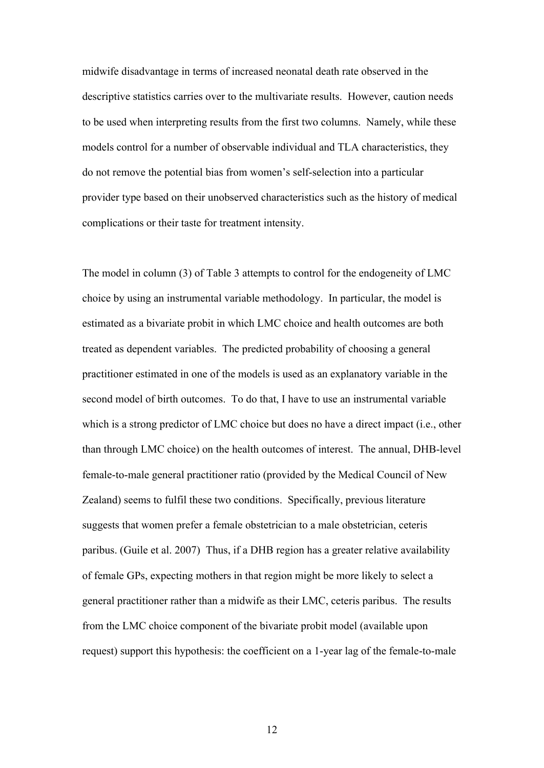midwife disadvantage in terms of increased neonatal death rate observed in the descriptive statistics carries over to the multivariate results. However, caution needs to be used when interpreting results from the first two columns. Namely, while these models control for a number of observable individual and TLA characteristics, they do not remove the potential bias from women's self-selection into a particular provider type based on their unobserved characteristics such as the history of medical complications or their taste for treatment intensity.

The model in column (3) of Table 3 attempts to control for the endogeneity of LMC choice by using an instrumental variable methodology. In particular, the model is estimated as a bivariate probit in which LMC choice and health outcomes are both treated as dependent variables. The predicted probability of choosing a general practitioner estimated in one of the models is used as an explanatory variable in the second model of birth outcomes. To do that, I have to use an instrumental variable which is a strong predictor of LMC choice but does no have a direct impact (i.e., other than through LMC choice) on the health outcomes of interest. The annual, DHB-level female-to-male general practitioner ratio (provided by the Medical Council of New Zealand) seems to fulfil these two conditions. Specifically, previous literature suggests that women prefer a female obstetrician to a male obstetrician, ceteris paribus. (Guile et al. 2007) Thus, if a DHB region has a greater relative availability of female GPs, expecting mothers in that region might be more likely to select a general practitioner rather than a midwife as their LMC, ceteris paribus. The results from the LMC choice component of the bivariate probit model (available upon request) support this hypothesis: the coefficient on a 1-year lag of the female-to-male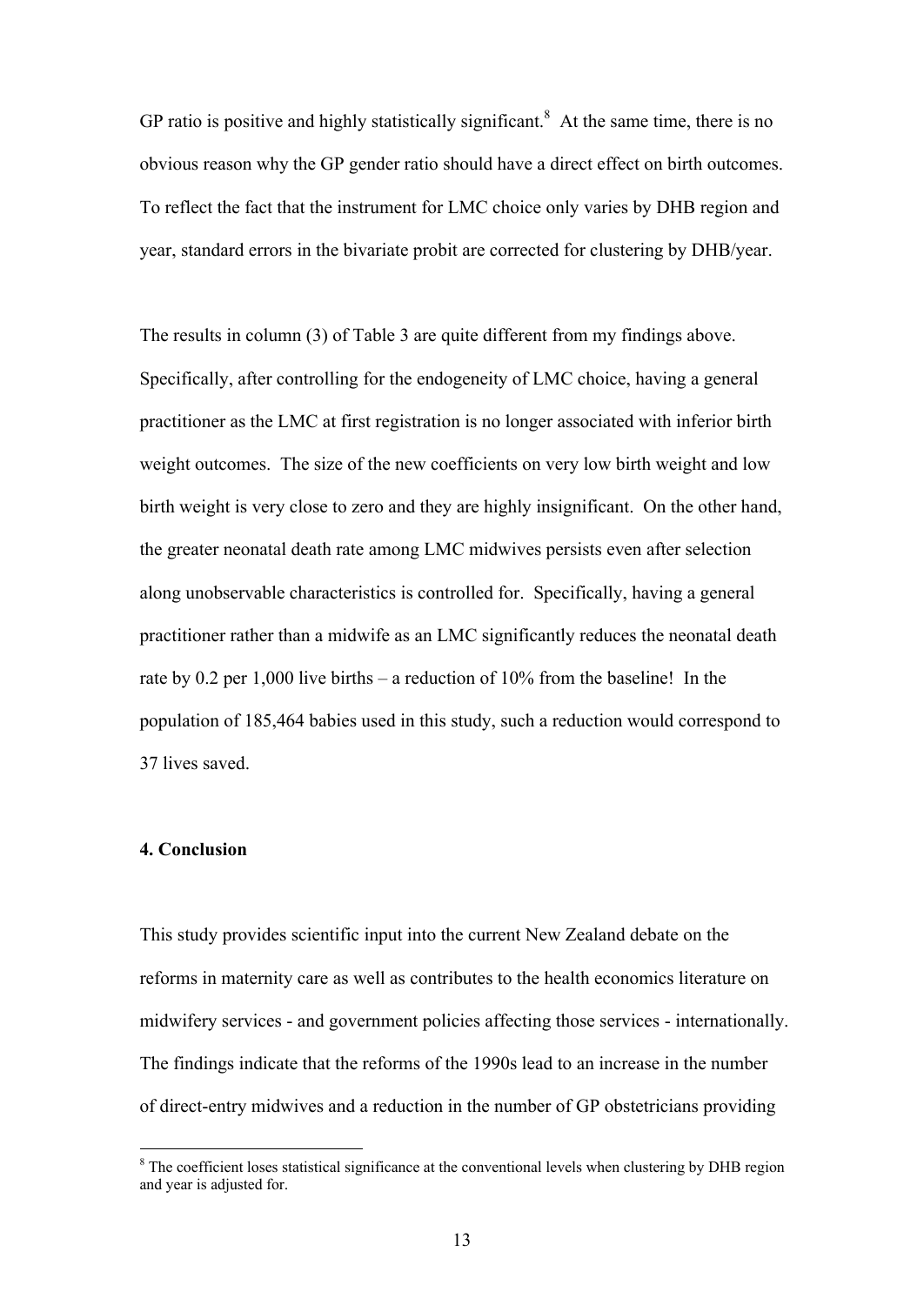GP ratio is positive and highly statistically significant.[8] At the same time, there is no obvious reason why the GP gender ratio should have a direct effect on birth outcomes. To reflect the fact that the instrument for LMC choice only varies by DHB region and year, standard errors in the bivariate probit are corrected for clustering by DHB/year.

The results in column (3) of Table 3 are quite different from my findings above. Specifically, after controlling for the endogeneity of LMC choice, having a general practitioner as the LMC at first registration is no longer associated with inferior birth weight outcomes. The size of the new coefficients on very low birth weight and low birth weight is very close to zero and they are highly insignificant. On the other hand, the greater neonatal death rate among LMC midwives persists even after selection along unobservable characteristics is controlled for. Specifically, having a general practitioner rather than a midwife as an LMC significantly reduces the neonatal death rate by 0.2 per 1,000 live births – a reduction of 10% from the baseline! In the population of 185,464 babies used in this study, such a reduction would correspond to 37 lives saved.

## 4. Conclusion

This study provides scientific input into the current New Zealand debate on the reforms in maternity care as well as contributes to the health economics literature on midwifery services - and government policies affecting those services - internationally. The findings indicate that the reforms of the 1990s lead to an increase in the number of direct-entry midwives and a reduction in the number of GP obstetricians providing

[8] The coefficient loses statistical significance at the conventional levels when clustering by DHB region and year is adjusted for.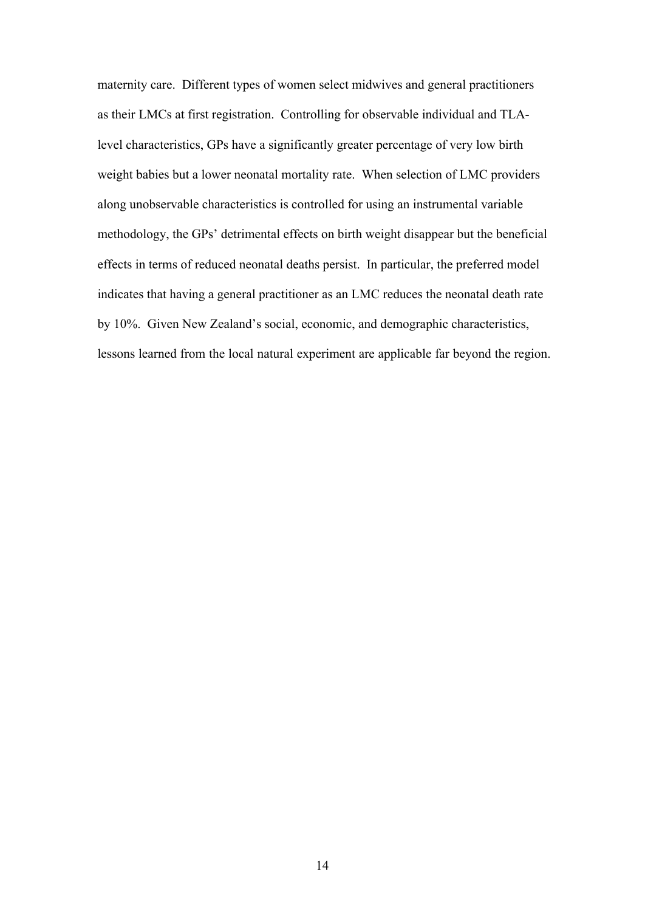maternity care. Different types of women select midwives and general practitioners as their LMCs at first registration. Controlling for observable individual and TLA-level characteristics, GPs have a significantly greater percentage of very low birth weight babies but a lower neonatal mortality rate. When selection of LMC providers along unobservable characteristics is controlled for using an instrumental variable methodology, the GPs' detrimental effects on birth weight disappear but the beneficial effects in terms of reduced neonatal deaths persist. In particular, the preferred model indicates that having a general practitioner as an LMC reduces the neonatal death rate by 10%. Given New Zealand's social, economic, and demographic characteristics, lessons learned from the local natural experiment are applicable far beyond the region.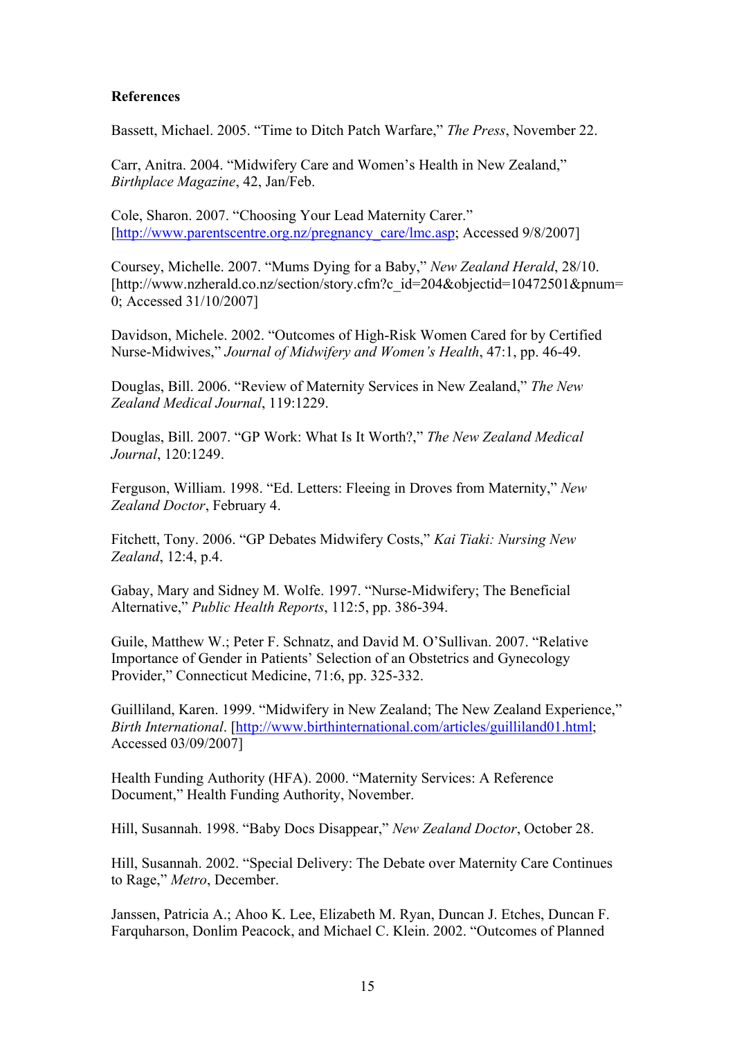**References**

Bassett, Michael. 2005. "Time to Ditch Patch Warfare," *The Press*, November 22.

Carr, Anitra. 2004. "Midwifery Care and Women's Health in New Zealand," *Birthplace Magazine*, 42, Jan/Feb.

Cole, Sharon. 2007. "Choosing Your Lead Maternity Carer." [http://www.parentscentre.org.nz/pregnancy_care/lmc.asp; Accessed 9/8/2007]

Coursey, Michelle. 2007. "Mums Dying for a Baby," *New Zealand Herald*, 28/10. [http://www.nzherald.co.nz/section/story.cfm?c_id=204&objectid=10472501&pnum=0; Accessed 31/10/2007]

Davidson, Michele. 2002. "Outcomes of High-Risk Women Cared for by Certified Nurse-Midwives," *Journal of Midwifery and Women's Health*, 47:1, pp. 46-49.

Douglas, Bill. 2006. "Review of Maternity Services in New Zealand," *The New Zealand Medical Journal*, 119:1229.

Douglas, Bill. 2007. "GP Work: What Is It Worth?," *The New Zealand Medical Journal*, 120:1249.

Ferguson, William. 1998. "Ed. Letters: Fleeing in Droves from Maternity," *New Zealand Doctor*, February 4.

Fitchett, Tony. 2006. "GP Debates Midwifery Costs," *Kai Tiaki: Nursing New Zealand*, 12:4, p.4.

Gabay, Mary and Sidney M. Wolfe. 1997. "Nurse-Midwifery; The Beneficial Alternative," *Public Health Reports*, 112:5, pp. 386-394.

Guile, Matthew W.; Peter F. Schnatz, and David M. O'Sullivan. 2007. "Relative Importance of Gender in Patients' Selection of an Obstetrics and Gynecology Provider," Connecticut Medicine, 71:6, pp. 325-332.

Guilliland, Karen. 1999. "Midwifery in New Zealand; The New Zealand Experience," *Birth International*. [http://www.birthinternational.com/articles/guilliland01.html; Accessed 03/09/2007]

Health Funding Authority (HFA). 2000. "Maternity Services: A Reference Document," Health Funding Authority, November.

Hill, Susannah. 1998. "Baby Docs Disappear," *New Zealand Doctor*, October 28.

Hill, Susannah. 2002. "Special Delivery: The Debate over Maternity Care Continues to Rage," *Metro*, December.

Janssen, Patricia A.; Ahoo K. Lee, Elizabeth M. Ryan, Duncan J. Etches, Duncan F. Farquharson, Donlim Peacock, and Michael C. Klein. 2002. "Outcomes of Planned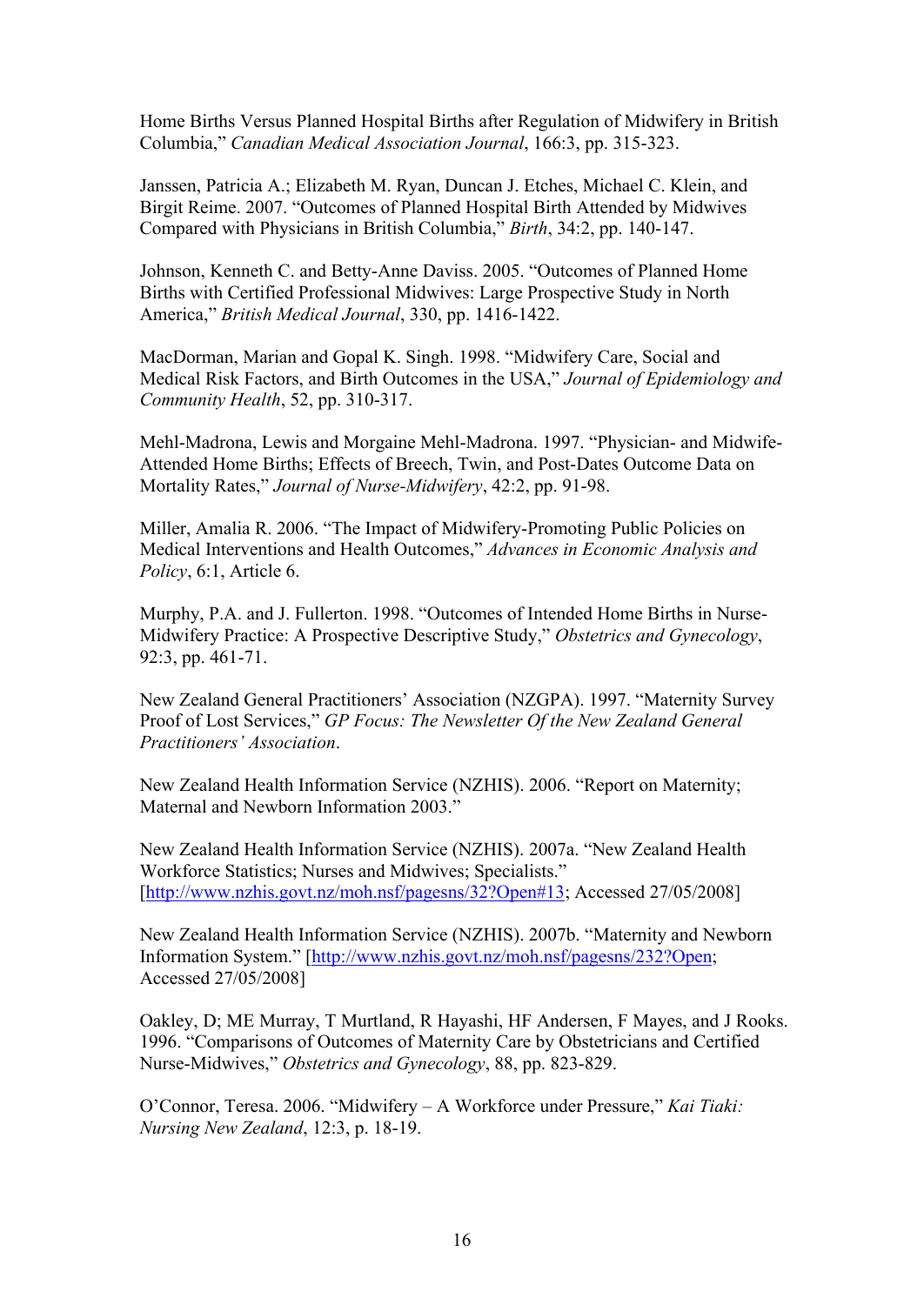Home Births Versus Planned Hospital Births after Regulation of Midwifery in British Columbia," *Canadian Medical Association Journal*, 166:3, pp. 315-323.

Janssen, Patricia A.; Elizabeth M. Ryan, Duncan J. Etches, Michael C. Klein, and Birgit Reime. 2007. "Outcomes of Planned Hospital Birth Attended by Midwives Compared with Physicians in British Columbia," *Birth*, 34:2, pp. 140-147.

Johnson, Kenneth C. and Betty-Anne Daviss. 2005. "Outcomes of Planned Home Births with Certified Professional Midwives: Large Prospective Study in North America," *British Medical Journal*, 330, pp. 1416-1422.

MacDorman, Marian and Gopal K. Singh. 1998. "Midwifery Care, Social and Medical Risk Factors, and Birth Outcomes in the USA," *Journal of Epidemiology and Community Health*, 52, pp. 310-317.

Mehl-Madrona, Lewis and Morgaine Mehl-Madrona. 1997. "Physician- and Midwife-Attended Home Births; Effects of Breech, Twin, and Post-Dates Outcome Data on Mortality Rates," *Journal of Nurse-Midwifery*, 42:2, pp. 91-98.

Miller, Amalia R. 2006. "The Impact of Midwifery-Promoting Public Policies on Medical Interventions and Health Outcomes," *Advances in Economic Analysis and Policy*, 6:1, Article 6.

Murphy, P.A. and J. Fullerton. 1998. "Outcomes of Intended Home Births in Nurse-Midwifery Practice: A Prospective Descriptive Study," *Obstetrics and Gynecology*, 92:3, pp. 461-71.

New Zealand General Practitioners' Association (NZGPA). 1997. "Maternity Survey Proof of Lost Services," *GP Focus: The Newsletter Of the New Zealand General Practitioners' Association*.

New Zealand Health Information Service (NZHIS). 2006. "Report on Maternity; Maternal and Newborn Information 2003."

New Zealand Health Information Service (NZHIS). 2007a. "New Zealand Health Workforce Statistics; Nurses and Midwives; Specialists." [http://www.nzhis.govt.nz/moh.nsf/pagesns/32?Open#13; Accessed 27/05/2008]

New Zealand Health Information Service (NZHIS). 2007b. "Maternity and Newborn Information System." [http://www.nzhis.govt.nz/moh.nsf/pagesns/232?Open; Accessed 27/05/2008]

Oakley, D; ME Murray, T Murtland, R Hayashi, HF Andersen, F Mayes, and J Rooks. 1996. "Comparisons of Outcomes of Maternity Care by Obstetricians and Certified Nurse-Midwives," *Obstetrics and Gynecology*, 88, pp. 823-829.

O'Connor, Teresa. 2006. "Midwifery – A Workforce under Pressure," *Kai Tiaki: Nursing New Zealand*, 12:3, p. 18-19.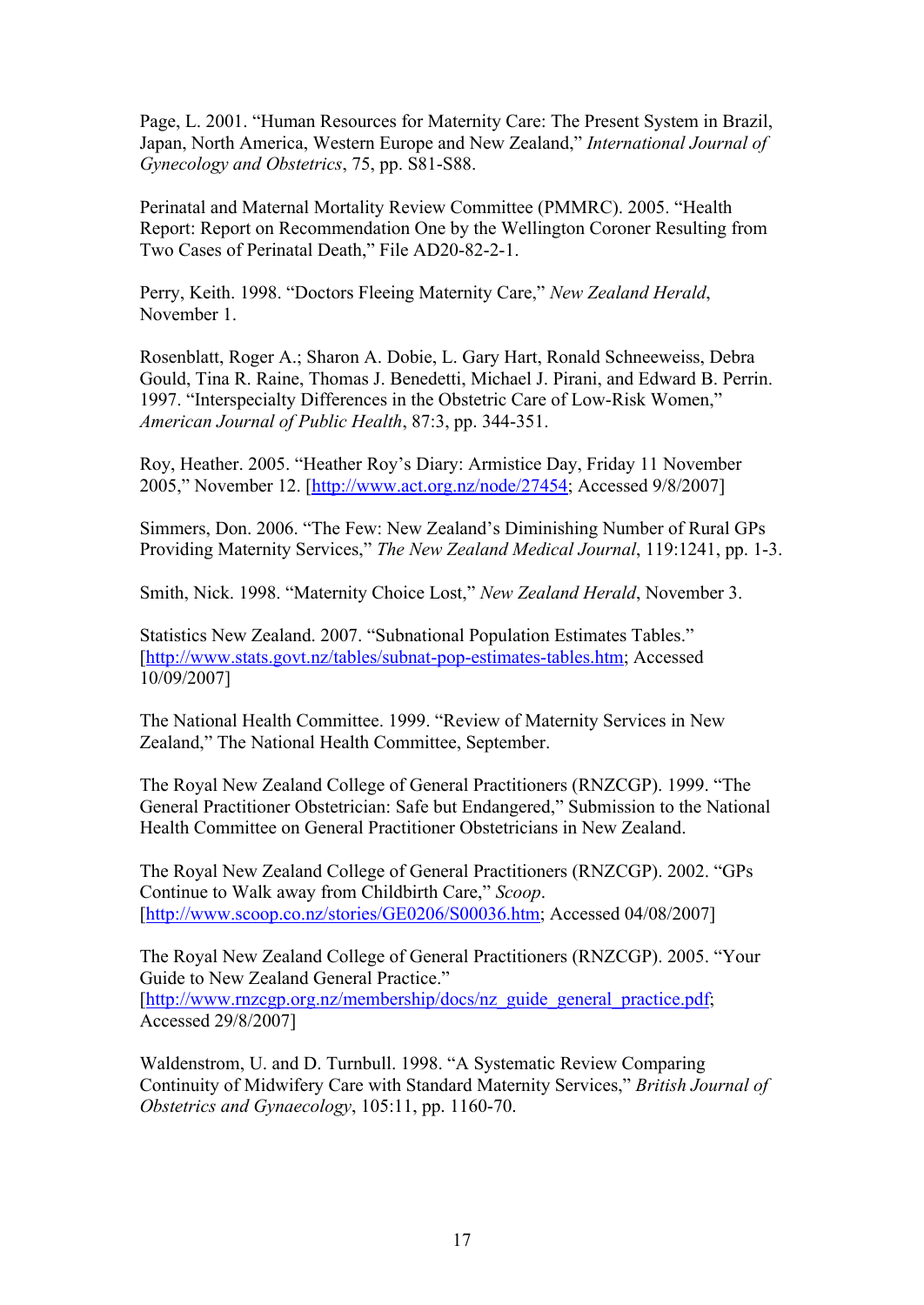Page, L. 2001. “Human Resources for Maternity Care: The Present System in Brazil, Japan, North America, Western Europe and New Zealand,” *International Journal of Gynecology and Obstetrics*, 75, pp. S81-S88.

Perinatal and Maternal Mortality Review Committee (PMMRC). 2005. “Health Report: Report on Recommendation One by the Wellington Coroner Resulting from Two Cases of Perinatal Death,” File AD20-82-2-1.

Perry, Keith. 1998. “Doctors Fleeing Maternity Care,” *New Zealand Herald*, November 1.

Rosenblatt, Roger A.; Sharon A. Dobie, L. Gary Hart, Ronald Schneeweiss, Debra Gould, Tina R. Raine, Thomas J. Benedetti, Michael J. Pirani, and Edward B. Perrin. 1997. “Interspecialty Differences in the Obstetric Care of Low-Risk Women,” *American Journal of Public Health*, 87:3, pp. 344-351.

Roy, Heather. 2005. “Heather Roy’s Diary: Armistice Day, Friday 11 November 2005,” November 12. [http://www.act.org.nz/node/27454; Accessed 9/8/2007]

Simmers, Don. 2006. “The Few: New Zealand’s Diminishing Number of Rural GPs Providing Maternity Services,” *The New Zealand Medical Journal*, 119:1241, pp. 1-3.

Smith, Nick. 1998. “Maternity Choice Lost,” *New Zealand Herald*, November 3.

Statistics New Zealand. 2007. “Subnational Population Estimates Tables.” [http://www.stats.govt.nz/tables/subnat-pop-estimates-tables.htm; Accessed 10/09/2007]

The National Health Committee. 1999. “Review of Maternity Services in New Zealand,” The National Health Committee, September.

The Royal New Zealand College of General Practitioners (RNZCGP). 1999. “The General Practitioner Obstetrician: Safe but Endangered,” Submission to the National Health Committee on General Practitioner Obstetricians in New Zealand.

The Royal New Zealand College of General Practitioners (RNZCGP). 2002. “GPs Continue to Walk away from Childbirth Care,” *Scoop*. [http://www.scoop.co.nz/stories/GE0206/S00036.htm; Accessed 04/08/2007]

The Royal New Zealand College of General Practitioners (RNZCGP). 2005. “Your Guide to New Zealand General Practice.” [http://www.rnzcgp.org.nz/membership/docs/nz_guide_general_practice.pdf; Accessed 29/8/2007]

Waldenstrom, U. and D. Turnbull. 1998. “A Systematic Review Comparing Continuity of Midwifery Care with Standard Maternity Services,” *British Journal of Obstetrics and Gynaecology*, 105:11, pp. 1160-70.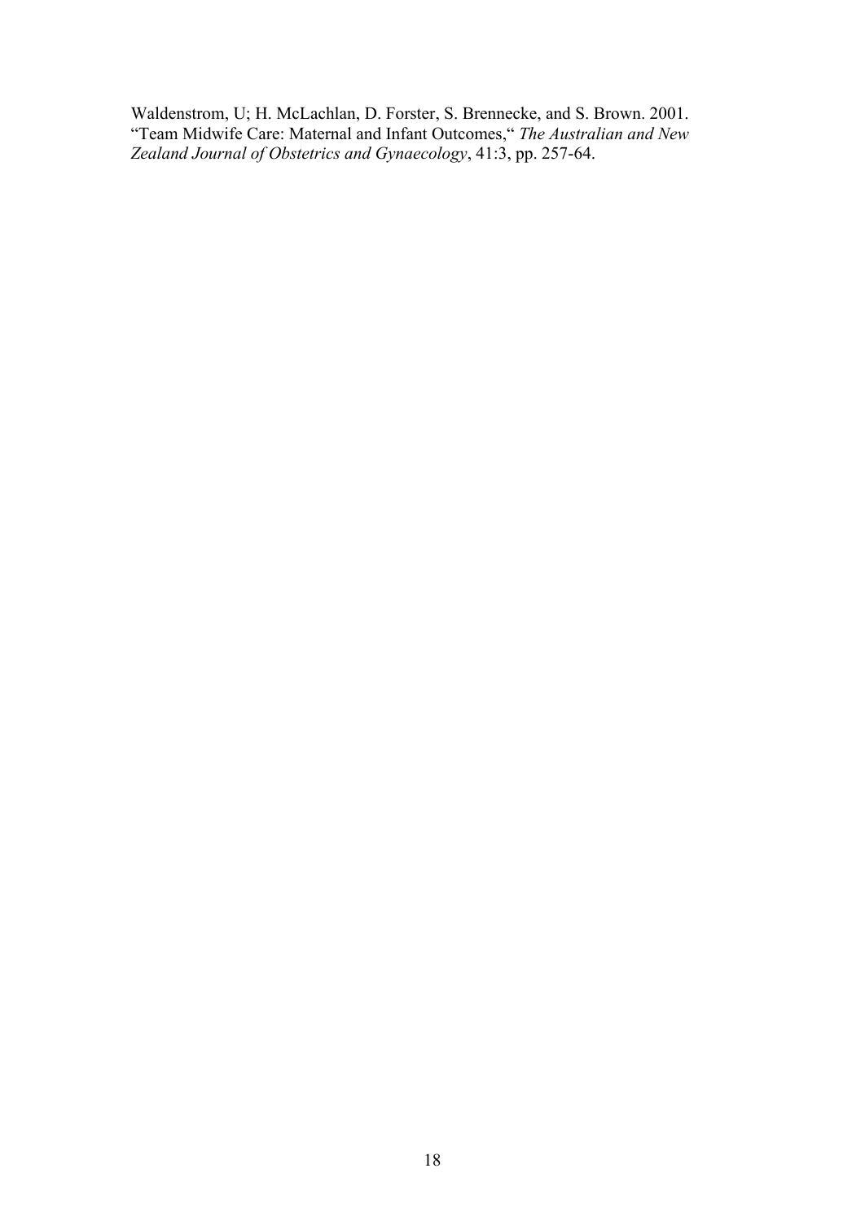Waldenstrom, U; H. McLachlan, D. Forster, S. Brennecke, and S. Brown. 2001. "Team Midwife Care: Maternal and Infant Outcomes," *The Australian and New Zealand Journal of Obstetrics and Gynaecology*, 41:3, pp. 257-64.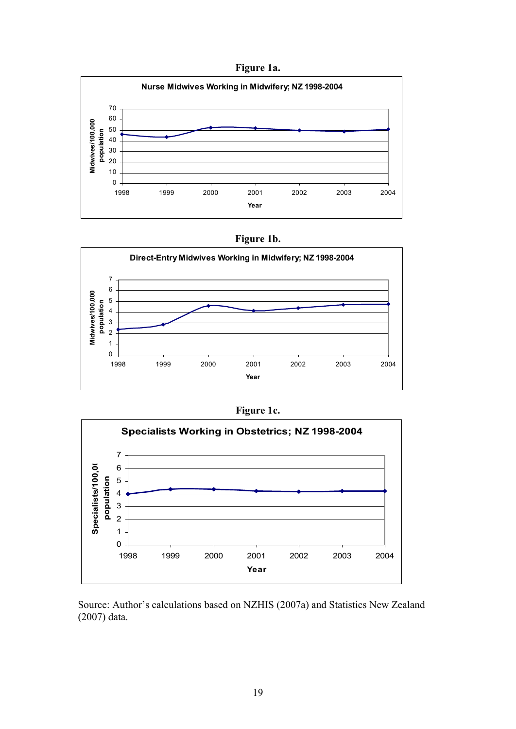**Figure 1a.**

**Figure 1b.**

**Figure 1c.**

Source: Author's calculations based on NZHIS (2007a) and Statistics New Zealand (2007) data.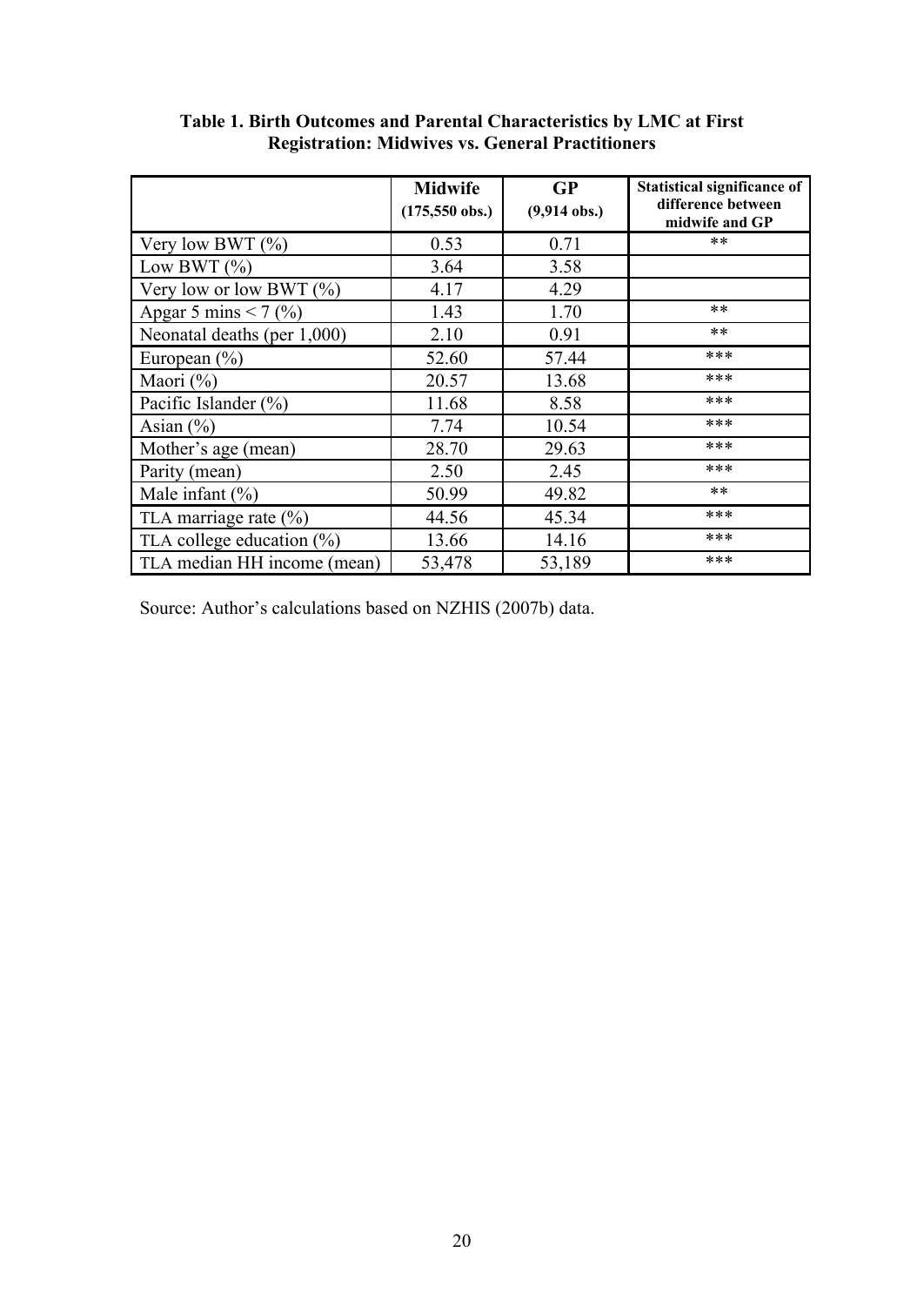**Table 1. Birth Outcomes and Parental Characteristics by LMC at First Registration: Midwives vs. General Practitioners**

| | Midwife (175,550 obs.) | GP (9,914 obs.) | Statistical significance of difference between midwife and GP |
|---|---|---|---|
| Very low BWT (%) | 0.53 | 0.71 | ** |
| Low BWT (%) | 3.64 | 3.58 | |
| Very low or low BWT (%) | 4.17 | 4.29 | |
| Apgar 5 mins < 7 (%) | 1.43 | 1.70 | ** |
| Neonatal deaths (per 1,000) | 2.10 | 0.91 | ** |
| European (%) | 52.60 | 57.44 | *** |
| Maori (%) | 20.57 | 13.68 | *** |
| Pacific Islander (%) | 11.68 | 8.58 | *** |
| Asian (%) | 7.74 | 10.54 | *** |
| Mother's age (mean) | 28.70 | 29.63 | *** |
| Parity (mean) | 2.50 | 2.45 | *** |
| Male infant (%) | 50.99 | 49.82 | ** |
| TLA marriage rate (%) | 44.56 | 45.34 | *** |
| TLA college education (%) | 13.66 | 14.16 | *** |
| TLA median HH income (mean) | 53,478 | 53,189 | *** |

Source: Author's calculations based on NZHIS (2007b) data.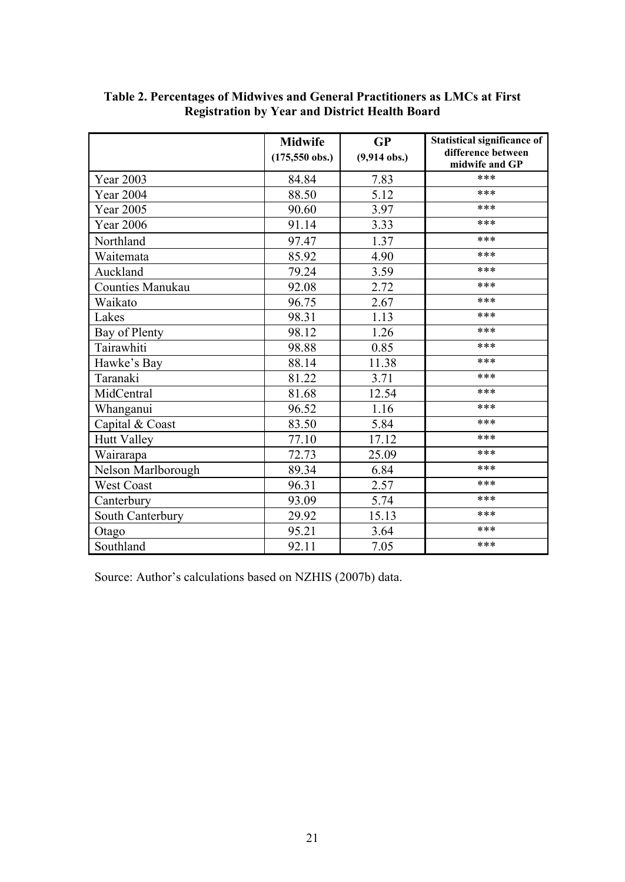**Table 2. Percentages of Midwives and General Practitioners as LMCs at First Registration by Year and District Health Board**

| | Midwife (175,550 obs.) | GP (9,914 obs.) | Statistical significance of difference between midwife and GP |
|---|---|---|---|
| Year 2003 | 84.84 | 7.83 | *** |
| Year 2004 | 88.50 | 5.12 | *** |
| Year 2005 | 90.60 | 3.97 | *** |
| Year 2006 | 91.14 | 3.33 | *** |
| Northland | 97.47 | 1.37 | *** |
| Waitemata | 85.92 | 4.90 | *** |
| Auckland | 79.24 | 3.59 | *** |
| Counties Manukau | 92.08 | 2.72 | *** |
| Waikato | 96.75 | 2.67 | *** |
| Lakes | 98.31 | 1.13 | *** |
| Bay of Plenty | 98.12 | 1.26 | *** |
| Tairawhiti | 98.88 | 0.85 | *** |
| Hawke's Bay | 88.14 | 11.38 | *** |
| Taranaki | 81.22 | 3.71 | *** |
| MidCentral | 81.68 | 12.54 | *** |
| Whanganui | 96.52 | 1.16 | *** |
| Capital & Coast | 83.50 | 5.84 | *** |
| Hutt Valley | 77.10 | 17.12 | *** |
| Wairarapa | 72.73 | 25.09 | *** |
| Nelson Marlborough | 89.34 | 6.84 | *** |
| West Coast | 96.31 | 2.57 | *** |
| Canterbury | 93.09 | 5.74 | *** |
| South Canterbury | 29.92 | 15.13 | *** |
| Otago | 95.21 | 3.64 | *** |
| Southland | 92.11 | 7.05 | *** |

Source: Author's calculations based on NZHIS (2007b) data.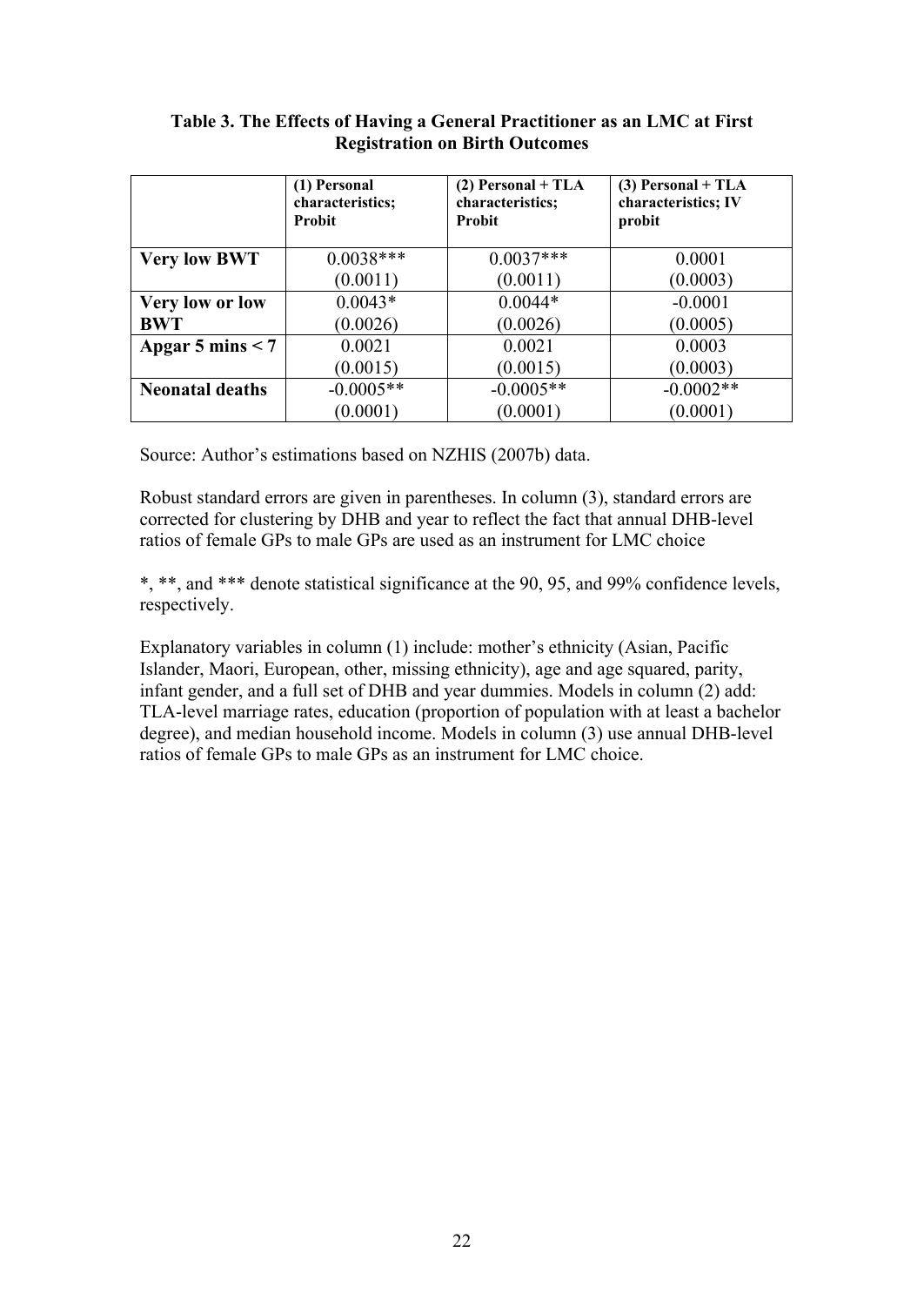**Table 3. The Effects of Having a General Practitioner as an LMC at First Registration on Birth Outcomes**

| | (1) Personal characteristics; Probit | (2) Personal + TLA characteristics; Probit | (3) Personal + TLA characteristics; IV probit |
|---|---|---|---|
| **Very low BWT** | 0.0038*** | 0.0037*** | 0.0001 |
| | (0.0011) | (0.0011) | (0.0003) |
| **Very low or low BWT** | 0.0043* | 0.0044* | -0.0001 |
| | (0.0026) | (0.0026) | (0.0005) |
| **Apgar 5 mins < 7** | 0.0021 | 0.0021 | 0.0003 |
| | (0.0015) | (0.0015) | (0.0003) |
| **Neonatal deaths** | -0.0005** | -0.0005** | -0.0002** |
| | (0.0001) | (0.0001) | (0.0001) |

Source: Author's estimations based on NZHIS (2007b) data.

Robust standard errors are given in parentheses. In column (3), standard errors are corrected for clustering by DHB and year to reflect the fact that annual DHB-level ratios of female GPs to male GPs are used as an instrument for LMC choice

*, **, and *** denote statistical significance at the 90, 95, and 99% confidence levels, respectively.

Explanatory variables in column (1) include: mother's ethnicity (Asian, Pacific Islander, Maori, European, other, missing ethnicity), age and age squared, parity, infant gender, and a full set of DHB and year dummies. Models in column (2) add: TLA-level marriage rates, education (proportion of population with at least a bachelor degree), and median household income. Models in column (3) use annual DHB-level ratios of female GPs to male GPs as an instrument for LMC choice.